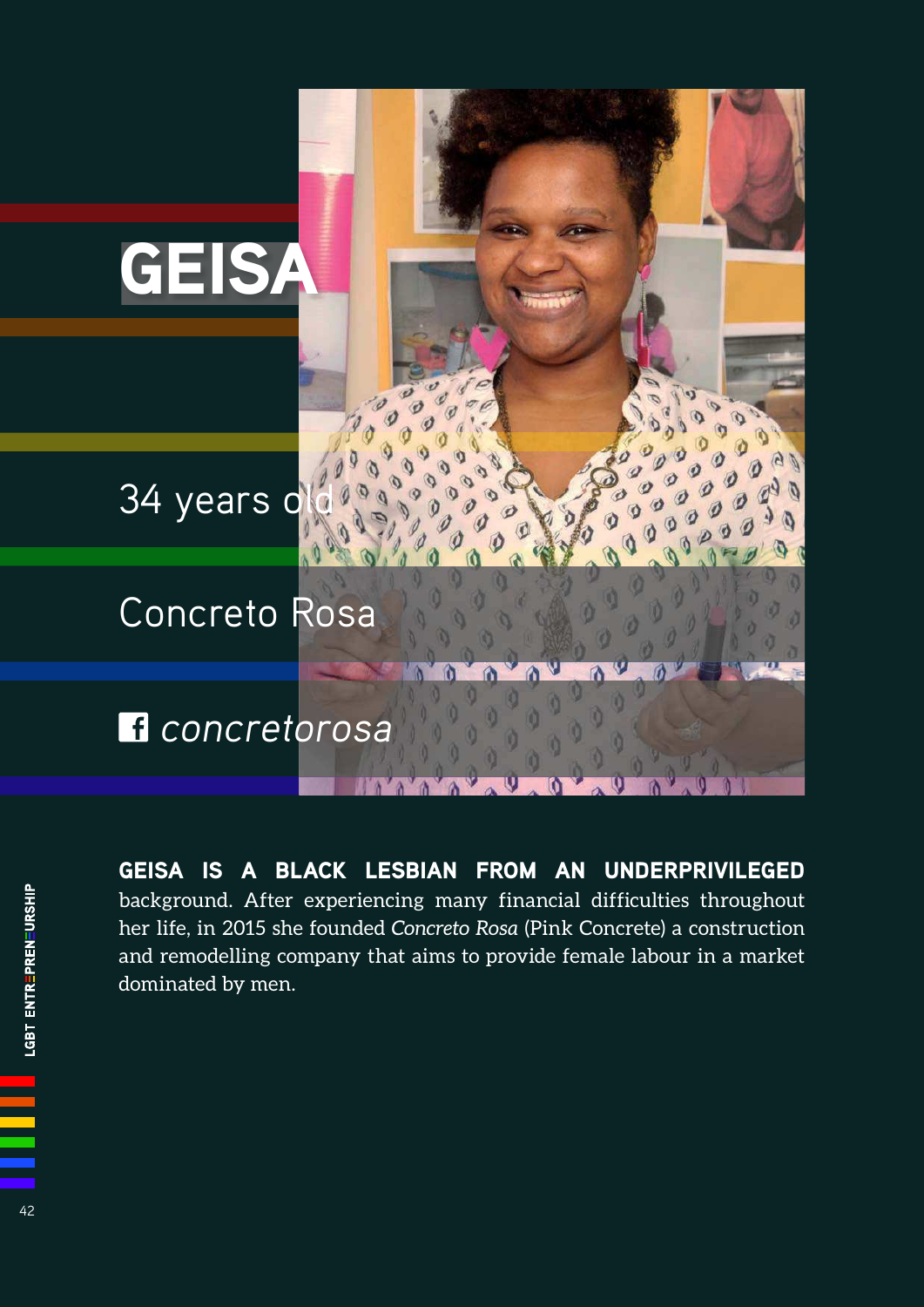# GEISA

34 years old

Concreto Rosa

concretorosa

**GEISA IS A BLACK LESBIAN FROM AN UNDERPRIVILEGED** background. After experiencing many financial difficulties throughout her life, in 2015 she founded *Concreto Rosa* (Pink Concrete) a construction and remodelling company that aims to provide female labour in a market dominated by men.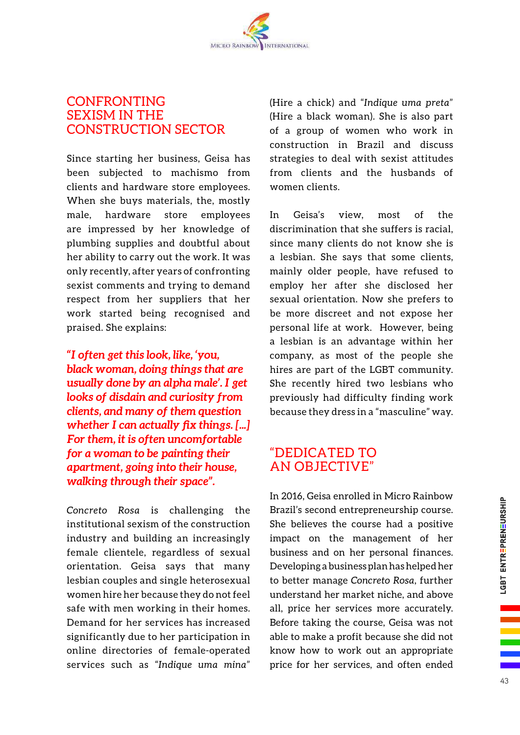## CONFRONTING SEXISM IN THE CONSTRUCTION SECTOR

Since starting her business, Geisa has been subjected to machismo from clients and hardware store employees. When she buys materials, the, mostly male, hardware store employees are impressed by her knowledge of plumbing supplies and doubtful about her ability to carry out the work. It was only recently, after years of confronting sexist comments and trying to demand respect from her suppliers that her work started being recognised and praised. She explains:

***"I often get this look, like, 'you, black woman, doing things that are usually done by an alpha male'. I get looks of disdain and curiosity from clients, and many of them question whether I can actually fix things. […] For them, it is often uncomfortable for a woman to be painting their apartment, going into their house, walking through their space".***

*Concreto Rosa* is challenging the institutional sexism of the construction industry and building an increasingly female clientele, regardless of sexual orientation. Geisa says that many lesbian couples and single heterosexual women hire her because they do not feel safe with men working in their homes. Demand for her services has increased significantly due to her participation in online directories of female-operated services such as *"Indique uma mina"* (Hire a chick) and *"Indique uma preta"* (Hire a black woman). She is also part of a group of women who work in construction in Brazil and discuss strategies to deal with sexist attitudes from clients and the husbands of women clients.

In Geisa's view, most of the discrimination that she suffers is racial, since many clients do not know she is a lesbian. She says that some clients, mainly older people, have refused to employ her after she disclosed her sexual orientation. Now she prefers to be more discreet and not expose her personal life at work. However, being a lesbian is an advantage within her company, as most of the people she hires are part of the LGBT community. She recently hired two lesbians who previously had difficulty finding work because they dress in a "masculine" way.

## "DEDICATED TO AN OBJECTIVE"

In 2016, Geisa enrolled in Micro Rainbow Brazil's second entrepreneurship course. She believes the course had a positive impact on the management of her business and on her personal finances. Developing a business plan has helped her to better manage *Concreto Rosa*, further understand her market niche, and above all, price her services more accurately. Before taking the course, Geisa was not able to make a profit because she did not know how to work out an appropriate price for her services, and often ended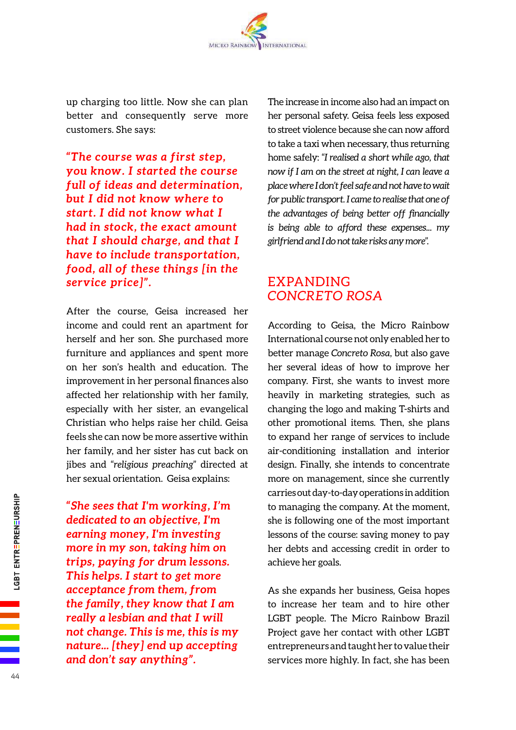up charging too little. Now she can plan better and consequently serve more customers. She says:

***"The course was a first step, you know. I started the course full of ideas and determination, but I did not know where to start. I did not know what I had in stock, the exact amount that I should charge, and that I have to include transportation, food, all of these things [in the service price]".***

After the course, Geisa increased her income and could rent an apartment for herself and her son. She purchased more furniture and appliances and spent more on her son's health and education. The improvement in her personal finances also affected her relationship with her family, especially with her sister, an evangelical Christian who helps raise her child. Geisa feels she can now be more assertive within her family, and her sister has cut back on jibes and "*religious preaching*" directed at her sexual orientation. Geisa explains:

***"She sees that I'm working, I'm dedicated to an objective, I'm earning money, I'm investing more in my son, taking him on trips, paying for drum lessons. This helps. I start to get more acceptance from them, from the family, they know that I am really a lesbian and that I will not change. This is me, this is my nature... [they] end up accepting and don't say anything".***

The increase in income also had an impact on her personal safety. Geisa feels less exposed to street violence because she can now afford to take a taxi when necessary, thus returning home safely: "*I realised a short while ago, that now if I am on the street at night, I can leave a place where I don't feel safe and not have to wait for public transport. I came to realise that one of the advantages of being better off financially is being able to afford these expenses... my girlfriend and I do not take risks any more*".

## EXPANDING *CONCRETO ROSA*

According to Geisa, the Micro Rainbow International course not only enabled her to better manage *Concreto Rosa*, but also gave her several ideas of how to improve her company. First, she wants to invest more heavily in marketing strategies, such as changing the logo and making T-shirts and other promotional items. Then, she plans to expand her range of services to include air-conditioning installation and interior design. Finally, she intends to concentrate more on management, since she currently carries out day-to-day operations in addition to managing the company. At the moment, she is following one of the most important lessons of the course: saving money to pay her debts and accessing credit in order to achieve her goals.

As she expands her business, Geisa hopes to increase her team and to hire other LGBT people. The Micro Rainbow Brazil Project gave her contact with other LGBT entrepreneurs and taught her to value their services more highly. In fact, she has been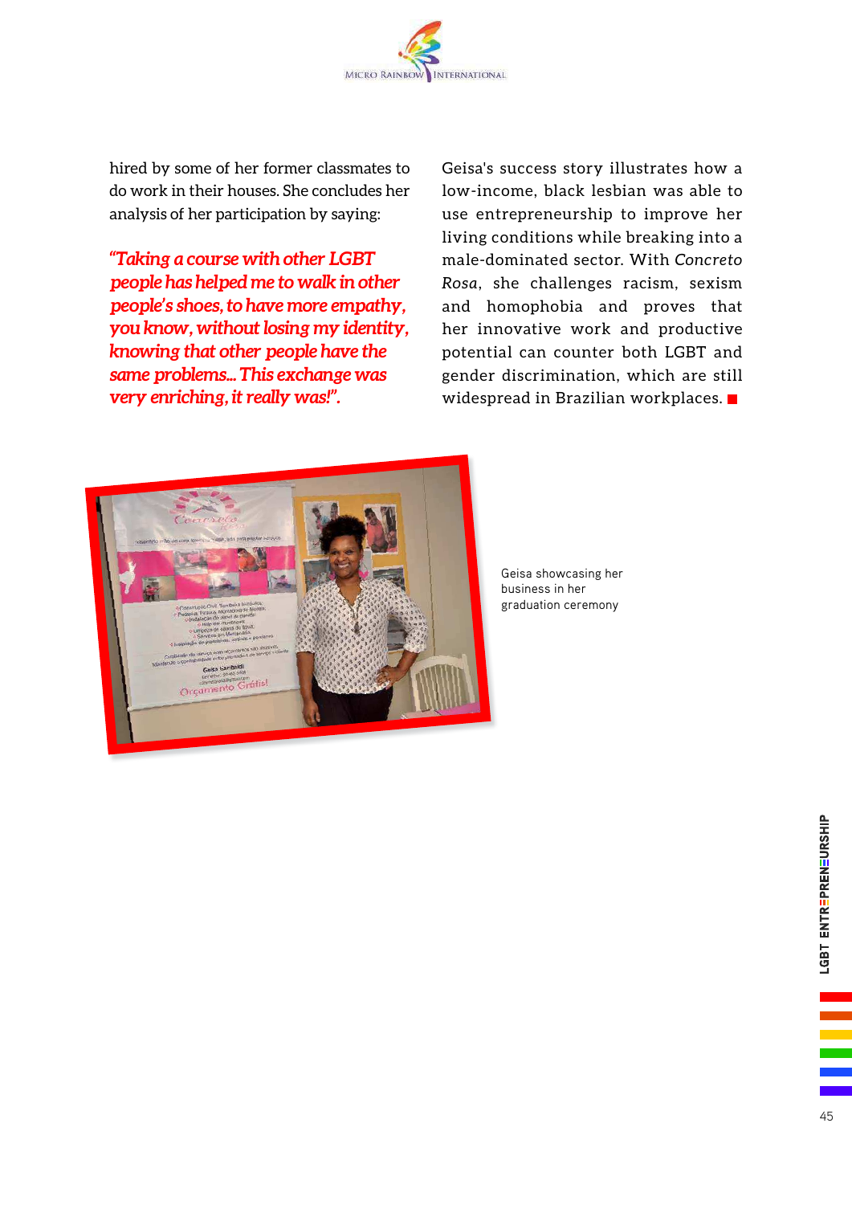hired by some of her former classmates to do work in their houses. She concludes her analysis of her participation by saying:

***"Taking a course with other LGBT people has helped me to walk in other people's shoes, to have more empathy, you know, without losing my identity, knowing that other people have the same problems... This exchange was very enriching, it really was!".***

Geisa's success story illustrates how a low-income, black lesbian was able to use entrepreneurship to improve her living conditions while breaking into a male-dominated sector. With *Concreto Rosa*, she challenges racism, sexism and homophobia and proves that her innovative work and productive potential can counter both LGBT and gender discrimination, which are still widespread in Brazilian workplaces.

Geisa showcasing her business in her graduation ceremony